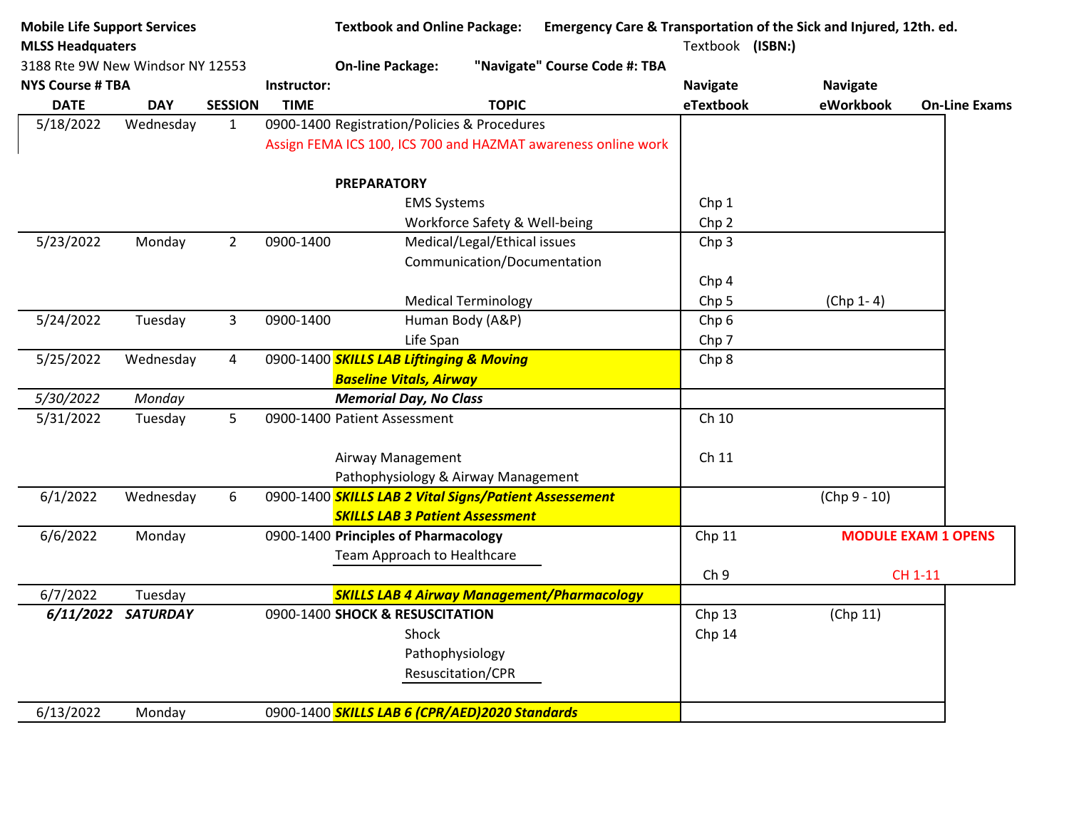**Mobile Life Support Services**
**MLSS Headquaters**
3188 Rte 9W New Windsor NY 12553
**NYS Course # TBA**

**Textbook and Online Package:** **Emergency Care & Transportation of the Sick and Injured, 12th. ed.**
Textbook **(ISBN:)**
**On-line Package:** **"Navigate" Course Code #: TBA**
**Instructor:**

| DATE | DAY | SESSION | TIME | TOPIC | Navigate eTextbook | Navigate eWorkbook | On-Line Exams |
|---|---|---|---|---|---|---|---|
| 5/18/2022 | Wednesday | 1 | 0900-1400 | Registration/Policies & Procedures | | | |
| | | | | Assign FEMA ICS 100, ICS 700 and HAZMAT awareness online work | | | |
| | | | | **PREPARATORY** | | | |
| | | | | EMS Systems | Chp 1 | | |
| | | | | Workforce Safety & Well-being | Chp 2 | | |
| 5/23/2022 | Monday | 2 | 0900-1400 | Medical/Legal/Ethical issues | Chp 3 | | |
| | | | | Communication/Documentation | Chp 4 | | |
| | | | | Medical Terminology | Chp 5 | (Chp 1- 4) | |
| 5/24/2022 | Tuesday | 3 | 0900-1400 | Human Body (A&P) | Chp 6 | | |
| | | | | Life Span | Chp 7 | | |
| 5/25/2022 | Wednesday | 4 | 0900-1400 | ***SKILLS LAB Liftinging & Moving*** | Chp 8 | | |
| | | | | ***Baseline Vitals, Airway*** | | | |
| *5/30/2022* | *Monday* | | | ***Memorial Day, No Class*** | | | |
| 5/31/2022 | Tuesday | 5 | 0900-1400 | Patient Assessment | Ch 10 | | |
| | | | | Airway Management | Ch 11 | | |
| | | | | Pathophysiology & Airway Management | | | |
| 6/1/2022 | Wednesday | 6 | 0900-1400 | ***SKILLS LAB 2 Vital Signs/Patient Assesement*** | | (Chp 9 - 10) | |
| | | | | ***SKILLS LAB 3 Patient Assessment*** | | | |
| 6/6/2022 | Monday | | 0900-1400 | **Principles of Pharmacology** | Chp 11 | | **MODULE EXAM 1 OPENS** |
| | | | | Team Approach to Healthcare | Ch 9 | | CH 1-11 |
| 6/7/2022 | Tuesday | | | ***SKILLS LAB 4 Airway Management/Pharmacology*** | | | |
| ***6/11/2022*** | ***SATURDAY*** | | 0900-1400 | **SHOCK & RESUSCITATION** | Chp 13 | (Chp 11) | |
| | | | | Shock | Chp 14 | | |
| | | | | Pathophysiology | | | |
| | | | | Resuscitation/CPR | | | |
| 6/13/2022 | Monday | | 0900-1400 | ***SKILLS LAB 6 (CPR/AED)2020 Standards*** | | | |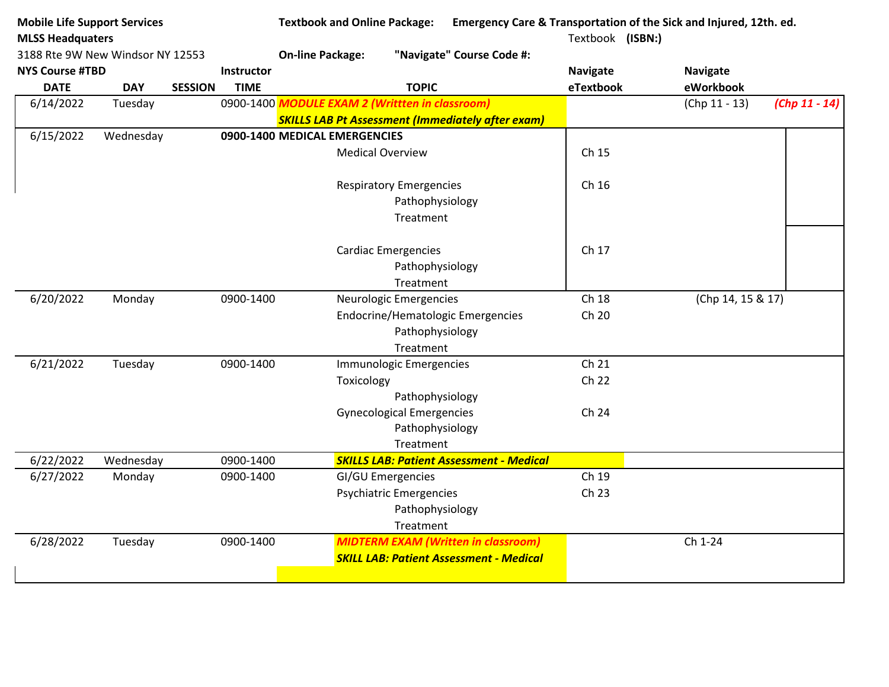**Mobile Life Support Services** | **Textbook and Online Package:** **Emergency Care & Transportation of the Sick and Injured, 12th. ed.**

**MLSS Headquaters** | Textbook **(ISBN:)**

3188 Rte 9W New Windsor NY 12553 | **On-line Package:** **"Navigate" Course Code #:**

**NYS Course #TBD**

| DATE | DAY | SESSION | Instructor TIME | TOPIC | Navigate eTextbook | Navigate eWorkbook | |
|---|---|---|---|---|---|---|---|
| 6/14/2022 | Tuesday | | 0900-1400 | ***MODULE EXAM 2 (Writtten in classroom)*** <br> ***SKILLS LAB Pt Assessment (Immediately after exam)*** | | (Chp 11 - 13) | ***(Chp 11 - 14)*** |
| 6/15/2022 | Wednesday | | **0900-1400** | **MEDICAL EMERGENCIES** <br> Medical Overview <br> Respiratory Emergencies <br> Pathophysiology <br> Treatment <br> Cardiac Emergencies <br> Pathophysiology <br> Treatment | Ch 15 <br> Ch 16 <br> Ch 17 | | |
| 6/20/2022 | Monday | | 0900-1400 | Neurologic Emergencies <br> Endocrine/Hematologic Emergencies <br> Pathophysiology <br> Treatment | Ch 18 <br> Ch 20 | (Chp 14, 15 & 17) | |
| 6/21/2022 | Tuesday | | 0900-1400 | Immunologic Emergencies <br> Toxicology <br> Pathophysiology <br> Gynecological Emergencies <br> Pathophysiology <br> Treatment | Ch 21 <br> Ch 22 <br> Ch 24 | | |
| 6/22/2022 | Wednesday | | 0900-1400 | ***SKILLS LAB: Patient Assessment - Medical*** | | | |
| 6/27/2022 | Monday | | 0900-1400 | GI/GU Emergencies <br> Psychiatric Emergencies <br> Pathophysiology <br> Treatment | Ch 19 <br> Ch 23 | | |
| 6/28/2022 | Tuesday | | 0900-1400 | ***MIDTERM EXAM (Written in classroom)*** <br> ***SKILL LAB: Patient Assessment - Medical*** | | Ch 1-24 | |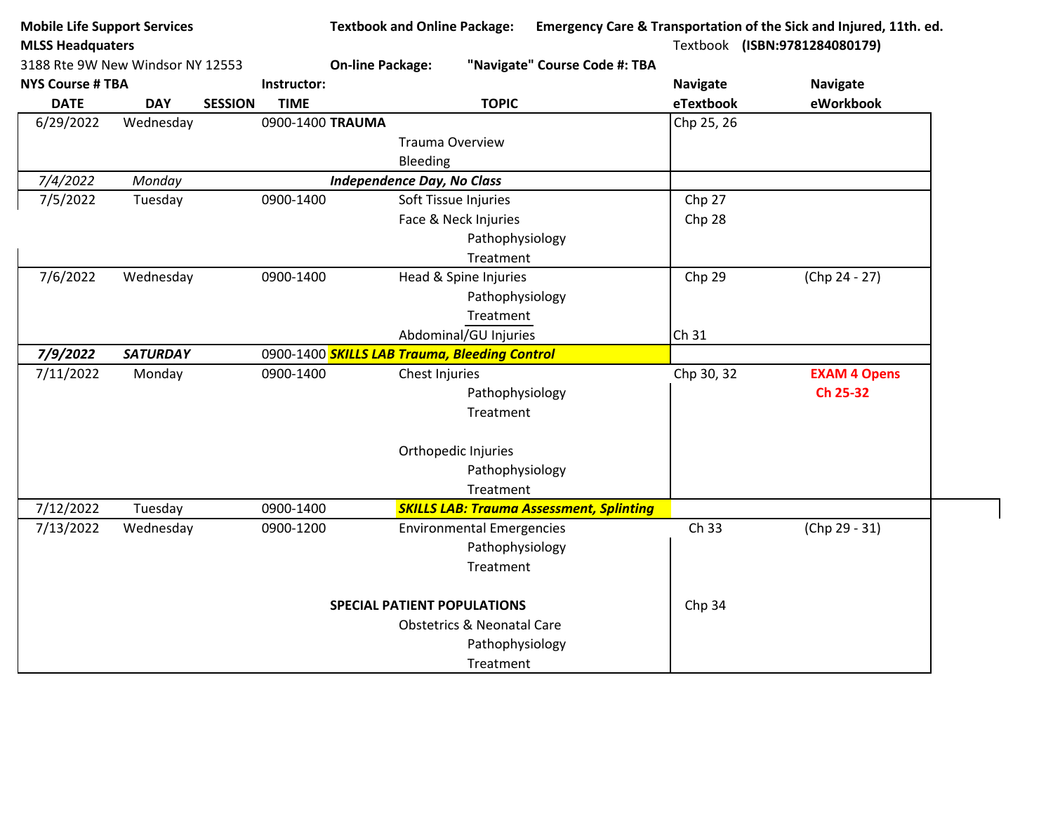**Mobile Life Support Services**
**MLSS Headquaters**
3188 Rte 9W New Windsor NY 12553
**NYS Course # TBA**

**Textbook and Online Package:** **Emergency Care & Transportation of the Sick and Injured, 11th. ed.**
Textbook **(ISBN:9781284080179)**
**On-line Package:** **"Navigate" Course Code #: TBA**
**Instructor:**

| DATE | DAY | SESSION | TIME | TOPIC | Navigate eTextbook | Navigate eWorkbook |
|---|---|---|---|---|---|---|
| 6/29/2022 | Wednesday | | 0900-1400 | **TRAUMA** | Chp 25, 26 | |
| | | | | Trauma Overview | | |
| | | | | Bleeding | | |
| *7/4/2022* | *Monday* | | | ***Independence Day, No Class*** | | |
| 7/5/2022 | Tuesday | | 0900-1400 | Soft Tissue Injuries | Chp 27 | |
| | | | | Face & Neck Injuries | Chp 28 | |
| | | | | Pathophysiology | | |
| | | | | Treatment | | |
| 7/6/2022 | Wednesday | | 0900-1400 | Head & Spine Injuries | Chp 29 | (Chp 24 - 27) |
| | | | | Pathophysiology | | |
| | | | | Treatment | | |
| | | | | Abdominal/GU Injuries | Ch 31 | |
| ***7/9/2022*** | ***SATURDAY*** | | 0900-1400 | ***SKILLS LAB Trauma, Bleeding Control*** | | |
| 7/11/2022 | Monday | | 0900-1400 | Chest Injuries | Chp 30, 32 | **EXAM 4 Opens Ch 25-32** |
| | | | | Pathophysiology | | |
| | | | | Treatment | | |
| | | | | Orthopedic Injuries | | |
| | | | | Pathophysiology | | |
| | | | | Treatment | | |
| 7/12/2022 | Tuesday | | 0900-1400 | ***SKILLS LAB: Trauma Assessment, Splinting*** | | |
| 7/13/2022 | Wednesday | | 0900-1200 | Environmental Emergencies | Ch 33 | (Chp 29 - 31) |
| | | | | Pathophysiology | | |
| | | | | Treatment | | |
| | | | | **SPECIAL PATIENT POPULATIONS** | Chp 34 | |
| | | | | Obstetrics & Neonatal Care | | |
| | | | | Pathophysiology | | |
| | | | | Treatment | | |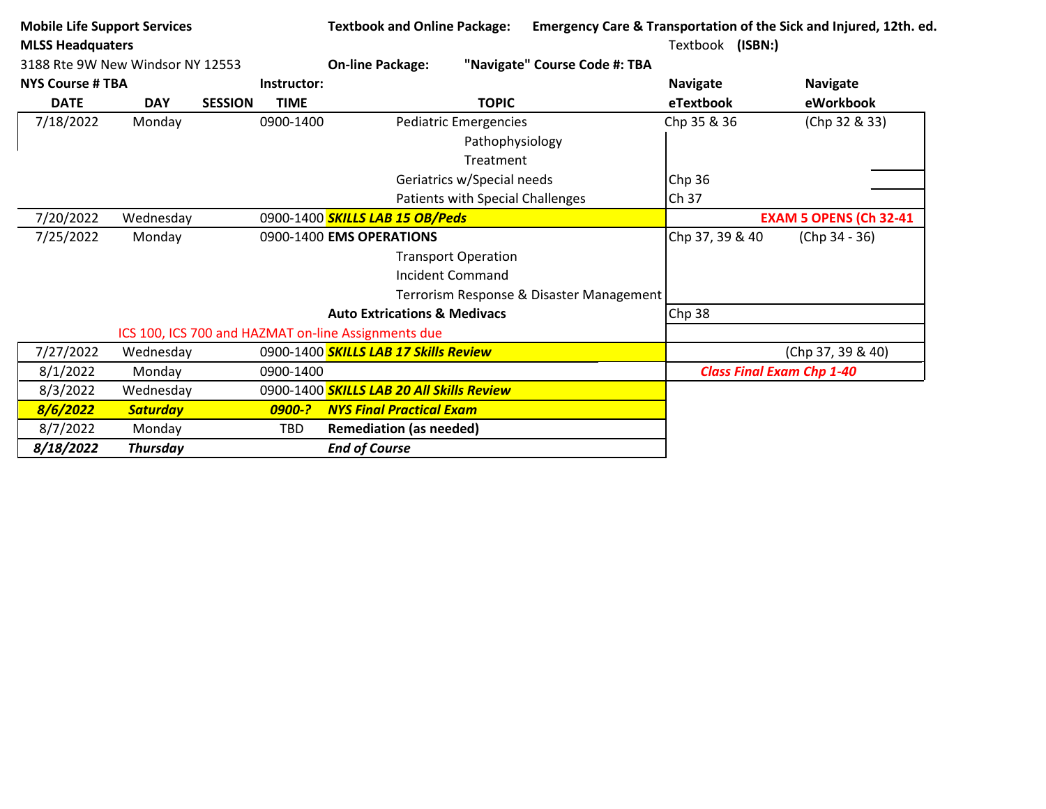**Mobile Life Support Services**
**MLSS Headquaters**
3188 Rte 9W New Windsor NY 12553
**NYS Course # TBA**

**Textbook and Online Package:** **Emergency Care & Transportation of the Sick and Injured, 12th. ed.**
Textbook **(ISBN:)**
**On-line Package:** **"Navigate" Course Code #: TBA**
**Instructor:**

| DATE | DAY | SESSION | TIME | TOPIC | Navigate eTextbook | Navigate eWorkbook |
|---|---|---|---|---|---|---|
| 7/18/2022 | Monday | | 0900-1400 | Pediatric Emergencies | Chp 35 & 36 | (Chp 32 & 33) |
| | | | | Pathophysiology | | |
| | | | | Treatment | | |
| | | | | Geriatrics w/Special needs | Chp 36 | |
| | | | | Patients with Special Challenges | Ch 37 | |
| 7/20/2022 | Wednesday | | 0900-1400 | ***SKILLS LAB 15 OB/Peds*** | | **EXAM 5 OPENS (Ch 32-41** |
| 7/25/2022 | Monday | | 0900-1400 | **EMS OPERATIONS** | Chp 37, 39 & 40 | (Chp 34 - 36) |
| | | | | Transport Operation | | |
| | | | | Incident Command | | |
| | | | | Terrorism Response & Disaster Management | | |
| | | | | **Auto Extrications & Medivacs** | Chp 38 | |
| | ICS 100, ICS 700 and HAZMAT on-line Assignments due | | | | | |
| 7/27/2022 | Wednesday | | 0900-1400 | ***SKILLS LAB 17 Skills Review*** | | (Chp 37, 39 & 40) |
| 8/1/2022 | Monday | | 0900-1400 | | ***Class Final Exam Chp 1-40*** | |
| 8/3/2022 | Wednesday | | 0900-1400 | ***SKILLS LAB 20 All Skills Review*** | | |
| ***8/6/2022*** | ***Saturday*** | | ***0900-?*** | ***NYS Final Practical Exam*** | | |
| 8/7/2022 | Monday | | TBD | **Remediation (as needed)** | | |
| ***8/18/2022*** | ***Thursday*** | | | ***End of Course*** | | |